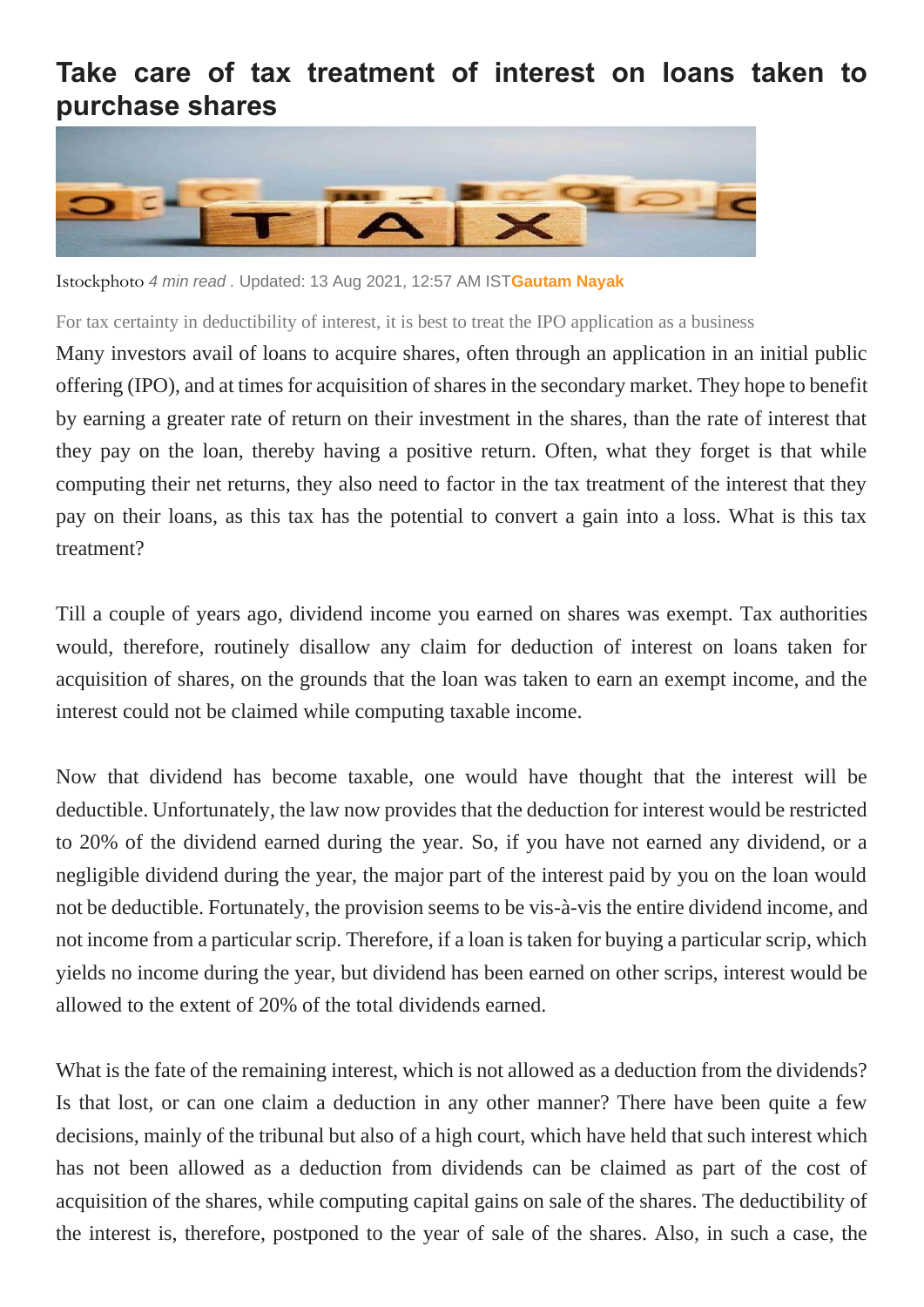# Take care of tax treatment of interest on loans taken to purchase shares

Istockphoto *4 min read* . Updated: 13 Aug 2021, 12:57 AM IST **Gautam Nayak**

For tax certainty in deductibility of interest, it is best to treat the IPO application as a business

Many investors avail of loans to acquire shares, often through an application in an initial public offering (IPO), and at times for acquisition of shares in the secondary market. They hope to benefit by earning a greater rate of return on their investment in the shares, than the rate of interest that they pay on the loan, thereby having a positive return. Often, what they forget is that while computing their net returns, they also need to factor in the tax treatment of the interest that they pay on their loans, as this tax has the potential to convert a gain into a loss. What is this tax treatment?

Till a couple of years ago, dividend income you earned on shares was exempt. Tax authorities would, therefore, routinely disallow any claim for deduction of interest on loans taken for acquisition of shares, on the grounds that the loan was taken to earn an exempt income, and the interest could not be claimed while computing taxable income.

Now that dividend has become taxable, one would have thought that the interest will be deductible. Unfortunately, the law now provides that the deduction for interest would be restricted to 20% of the dividend earned during the year. So, if you have not earned any dividend, or a negligible dividend during the year, the major part of the interest paid by you on the loan would not be deductible. Fortunately, the provision seems to be vis-à-vis the entire dividend income, and not income from a particular scrip. Therefore, if a loan is taken for buying a particular scrip, which yields no income during the year, but dividend has been earned on other scrips, interest would be allowed to the extent of 20% of the total dividends earned.

What is the fate of the remaining interest, which is not allowed as a deduction from the dividends? Is that lost, or can one claim a deduction in any other manner? There have been quite a few decisions, mainly of the tribunal but also of a high court, which have held that such interest which has not been allowed as a deduction from dividends can be claimed as part of the cost of acquisition of the shares, while computing capital gains on sale of the shares. The deductibility of the interest is, therefore, postponed to the year of sale of the shares. Also, in such a case, the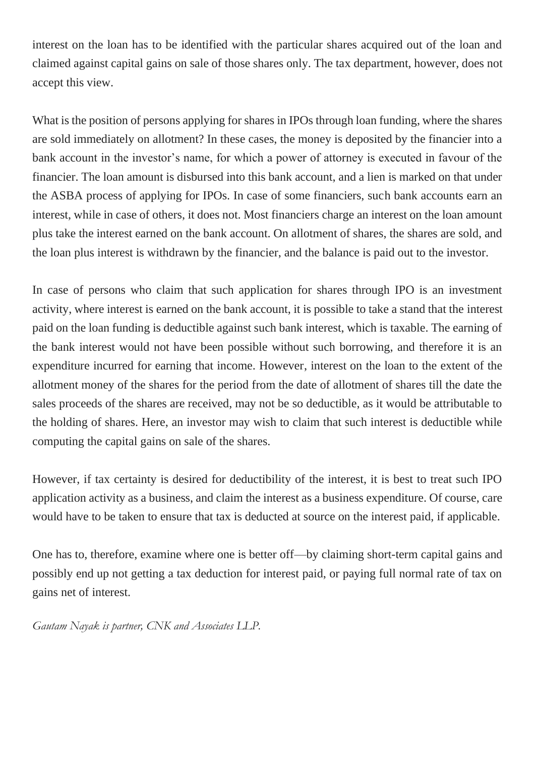interest on the loan has to be identified with the particular shares acquired out of the loan and claimed against capital gains on sale of those shares only. The tax department, however, does not accept this view.

What is the position of persons applying for shares in IPOs through loan funding, where the shares are sold immediately on allotment? In these cases, the money is deposited by the financier into a bank account in the investor's name, for which a power of attorney is executed in favour of the financier. The loan amount is disbursed into this bank account, and a lien is marked on that under the ASBA process of applying for IPOs. In case of some financiers, such bank accounts earn an interest, while in case of others, it does not. Most financiers charge an interest on the loan amount plus take the interest earned on the bank account. On allotment of shares, the shares are sold, and the loan plus interest is withdrawn by the financier, and the balance is paid out to the investor.

In case of persons who claim that such application for shares through IPO is an investment activity, where interest is earned on the bank account, it is possible to take a stand that the interest paid on the loan funding is deductible against such bank interest, which is taxable. The earning of the bank interest would not have been possible without such borrowing, and therefore it is an expenditure incurred for earning that income. However, interest on the loan to the extent of the allotment money of the shares for the period from the date of allotment of shares till the date the sales proceeds of the shares are received, may not be so deductible, as it would be attributable to the holding of shares. Here, an investor may wish to claim that such interest is deductible while computing the capital gains on sale of the shares.

However, if tax certainty is desired for deductibility of the interest, it is best to treat such IPO application activity as a business, and claim the interest as a business expenditure. Of course, care would have to be taken to ensure that tax is deducted at source on the interest paid, if applicable.

One has to, therefore, examine where one is better off—by claiming short-term capital gains and possibly end up not getting a tax deduction for interest paid, or paying full normal rate of tax on gains net of interest.

*Gautam Nayak is partner, CNK and Associates LLP.*